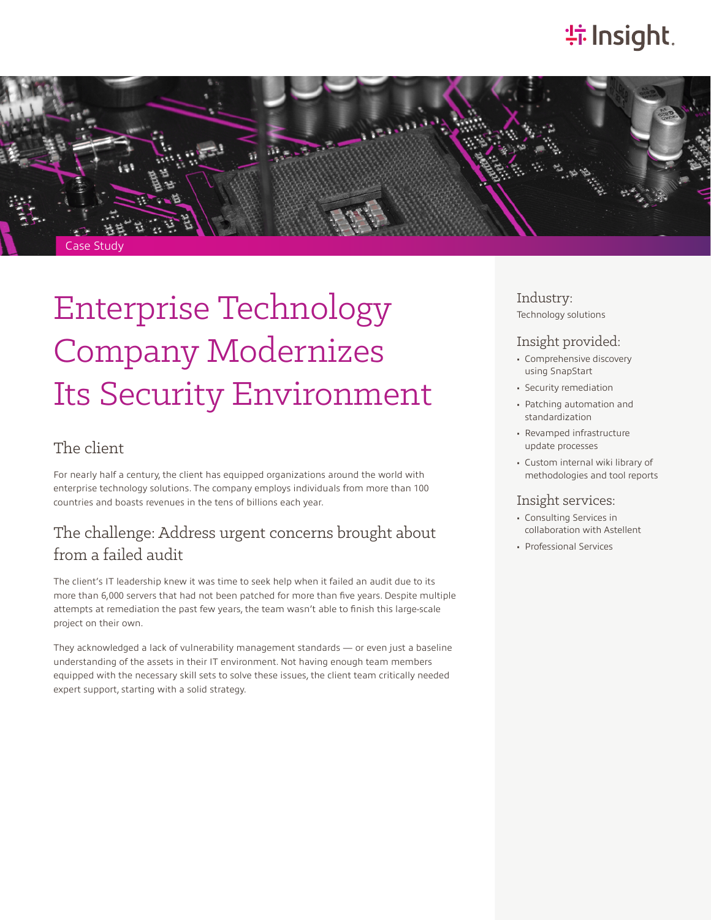Case Study

# Enterprise Technology Company Modernizes Its Security Environment

## The client

For nearly half a century, the client has equipped organizations around the world with enterprise technology solutions. The company employs individuals from more than 100 countries and boasts revenues in the tens of billions each year.

## The challenge: Address urgent concerns brought about from a failed audit

The client's IT leadership knew it was time to seek help when it failed an audit due to its more than 6,000 servers that had not been patched for more than five years. Despite multiple attempts at remediation the past few years, the team wasn't able to finish this large-scale project on their own.

They acknowledged a lack of vulnerability management standards — or even just a baseline understanding of the assets in their IT environment. Not having enough team members equipped with the necessary skill sets to solve these issues, the client team critically needed expert support, starting with a solid strategy.

### Industry:

Technology solutions

### Insight provided:

- Comprehensive discovery using SnapStart
- Security remediation
- Patching automation and standardization
- Revamped infrastructure update processes
- Custom internal wiki library of methodologies and tool reports

### Insight services:

- Consulting Services in collaboration with Astellent
- Professional Services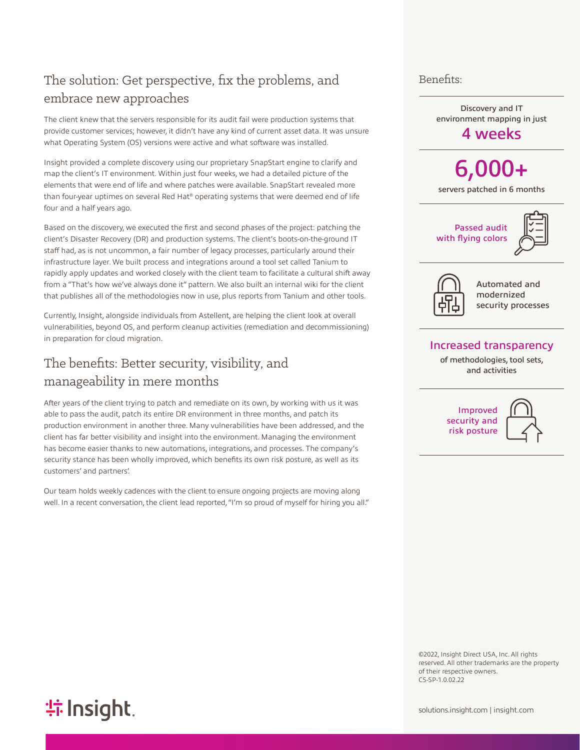## The solution: Get perspective, fix the problems, and embrace new approaches

The client knew that the servers responsible for its audit fail were production systems that provide customer services; however, it didn't have any kind of current asset data. It was unsure what Operating System (OS) versions were active and what software was installed.

Insight provided a complete discovery using our proprietary SnapStart engine to clarify and map the client's IT environment. Within just four weeks, we had a detailed picture of the elements that were end of life and where patches were available. SnapStart revealed more than four-year uptimes on several Red Hat® operating systems that were deemed end of life four and a half years ago.

Based on the discovery, we executed the first and second phases of the project: patching the client's Disaster Recovery (DR) and production systems. The client's boots-on-the-ground IT staff had, as is not uncommon, a fair number of legacy processes, particularly around their infrastructure layer. We built process and integrations around a tool set called Tanium to rapidly apply updates and worked closely with the client team to facilitate a cultural shift away from a "That's how we've always done it" pattern. We also built an internal wiki for the client that publishes all of the methodologies now in use, plus reports from Tanium and other tools.

Currently, Insight, alongside individuals from Astellent, are helping the client look at overall vulnerabilities, beyond OS, and perform cleanup activities (remediation and decommissioning) in preparation for cloud migration.

## The benefits: Better security, visibility, and manageability in mere months

After years of the client trying to patch and remediate on its own, by working with us it was able to pass the audit, patch its entire DR environment in three months, and patch its production environment in another three. Many vulnerabilities have been addressed, and the client has far better visibility and insight into the environment. Managing the environment has become easier thanks to new automations, integrations, and processes. The company's security stance has been wholly improved, which benefits its own risk posture, as well as its customers' and partners'.

Our team holds weekly cadences with the client to ensure ongoing projects are moving along well. In a recent conversation, the client lead reported, "I'm so proud of myself for hiring you all."

## Benefits:

Discovery and IT environment mapping in just
**4 weeks**

**6,000+**
servers patched in 6 months

Passed audit with flying colors

Automated and modernized security processes

**Increased transparency**
of methodologies, tool sets, and activities

Improved security and risk posture

©2022, Insight Direct USA, Inc. All rights reserved. All other trademarks are the property of their respective owners.
CS-SP-1.0.02.22

Insight.

solutions.insight.com | insight.com